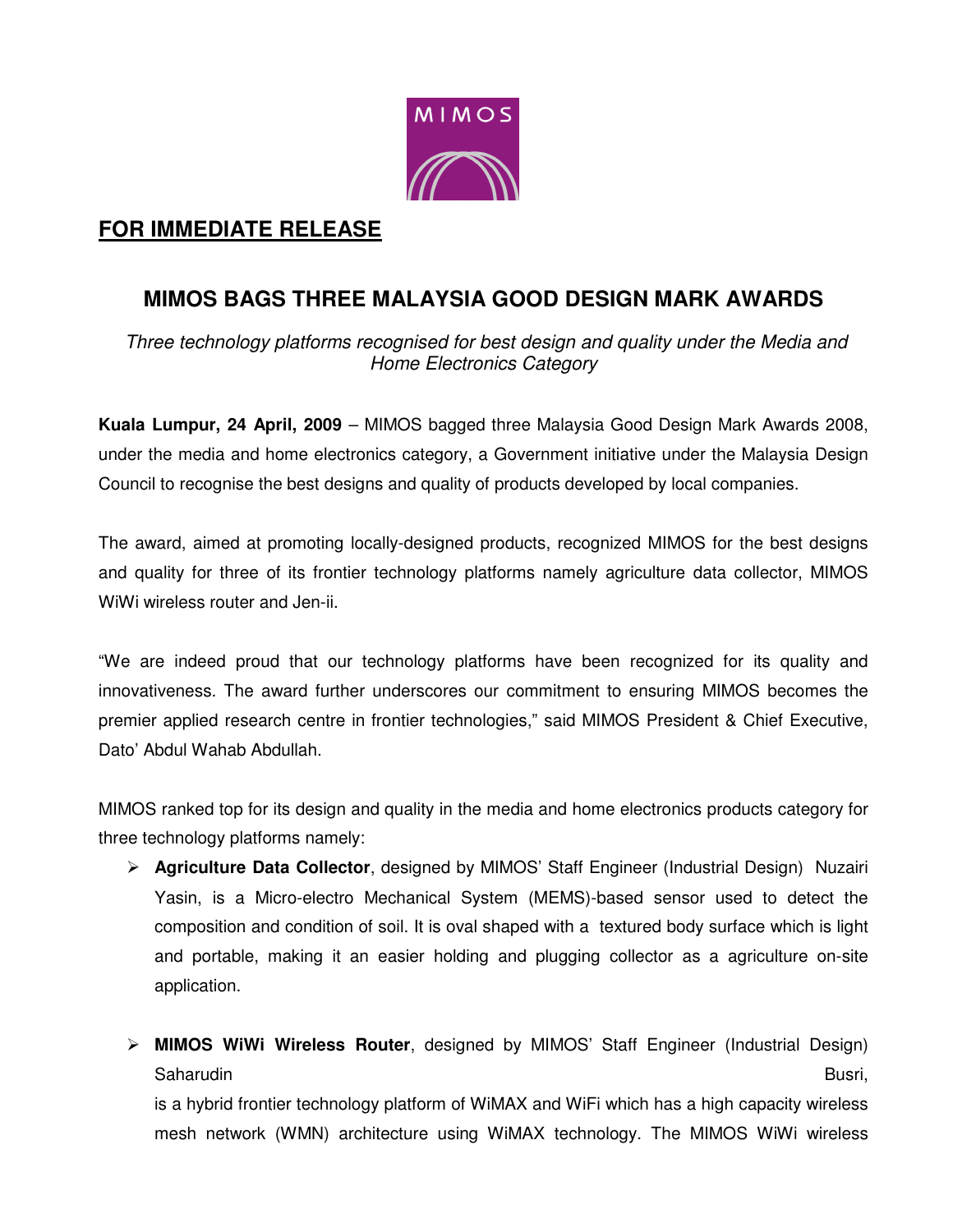MIMOS

**FOR IMMEDIATE RELEASE**

# MIMOS BAGS THREE MALAYSIA GOOD DESIGN MARK AWARDS

*Three technology platforms recognised for best design and quality under the Media and Home Electronics Category*

**Kuala Lumpur, 24 April, 2009** – MIMOS bagged three Malaysia Good Design Mark Awards 2008, under the media and home electronics category, a Government initiative under the Malaysia Design Council to recognise the best designs and quality of products developed by local companies.

The award, aimed at promoting locally-designed products, recognized MIMOS for the best designs and quality for three of its frontier technology platforms namely agriculture data collector, MIMOS WiWi wireless router and Jen-ii.

"We are indeed proud that our technology platforms have been recognized for its quality and innovativeness. The award further underscores our commitment to ensuring MIMOS becomes the premier applied research centre in frontier technologies," said MIMOS President & Chief Executive, Dato' Abdul Wahab Abdullah.

MIMOS ranked top for its design and quality in the media and home electronics products category for three technology platforms namely:

- **Agriculture Data Collector**, designed by MIMOS' Staff Engineer (Industrial Design) Nuzairi Yasin, is a Micro-electro Mechanical System (MEMS)-based sensor used to detect the composition and condition of soil. It is oval shaped with a textured body surface which is light and portable, making it an easier holding and plugging collector as a agriculture on-site application.

- **MIMOS WiWi Wireless Router**, designed by MIMOS' Staff Engineer (Industrial Design) Saharudin Busri, is a hybrid frontier technology platform of WiMAX and WiFi which has a high capacity wireless mesh network (WMN) architecture using WiMAX technology. The MIMOS WiWi wireless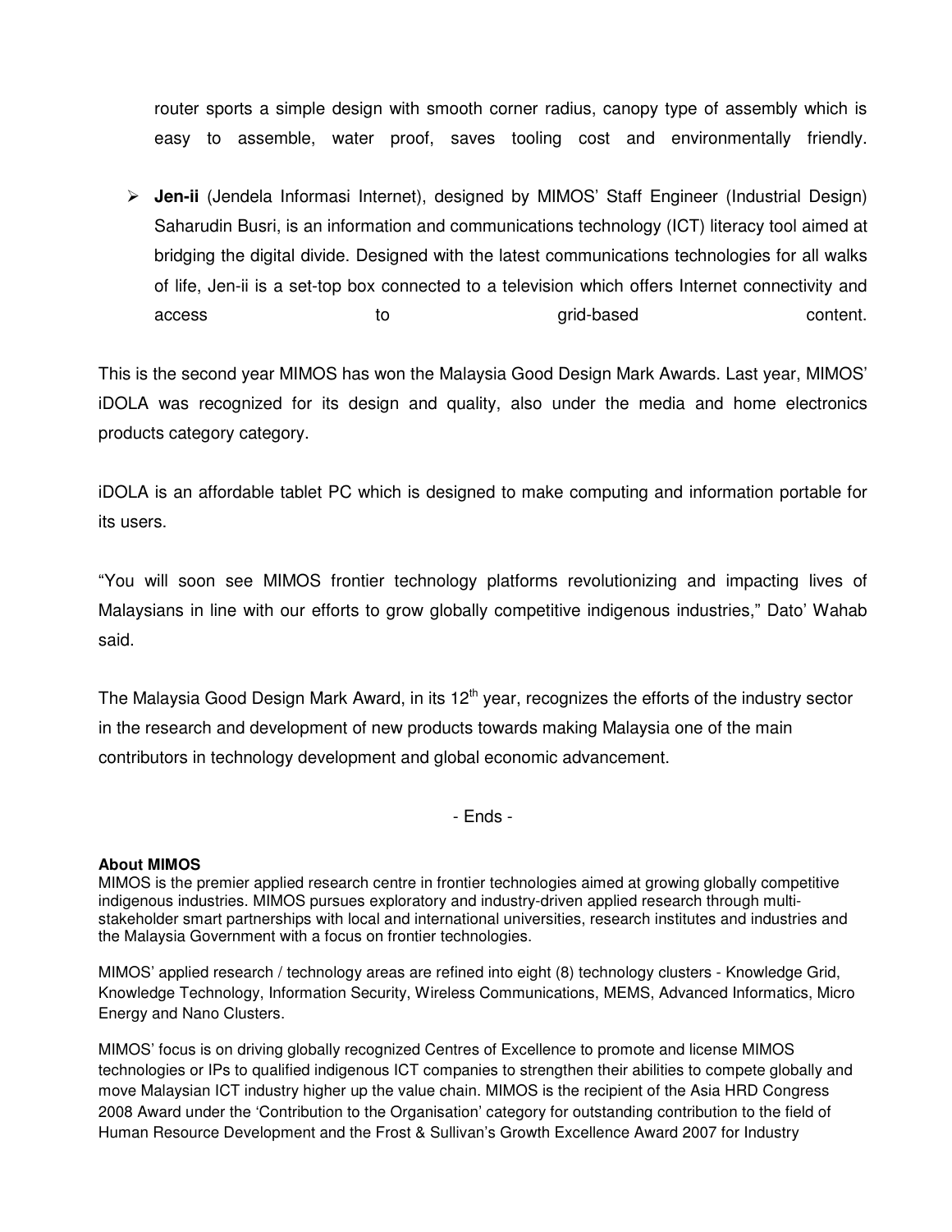router sports a simple design with smooth corner radius, canopy type of assembly which is easy to assemble, water proof, saves tooling cost and environmentally friendly.

- **Jen-ii** (Jendela Informasi Internet), designed by MIMOS' Staff Engineer (Industrial Design) Saharudin Busri, is an information and communications technology (ICT) literacy tool aimed at bridging the digital divide. Designed with the latest communications technologies for all walks of life, Jen-ii is a set-top box connected to a television which offers Internet connectivity and access to grid-based content.

This is the second year MIMOS has won the Malaysia Good Design Mark Awards. Last year, MIMOS' iDOLA was recognized for its design and quality, also under the media and home electronics products category category.

iDOLA is an affordable tablet PC which is designed to make computing and information portable for its users.

"You will soon see MIMOS frontier technology platforms revolutionizing and impacting lives of Malaysians in line with our efforts to grow globally competitive indigenous industries," Dato' Wahab said.

The Malaysia Good Design Mark Award, in its 12th year, recognizes the efforts of the industry sector in the research and development of new products towards making Malaysia one of the main contributors in technology development and global economic advancement.

- Ends -

**About MIMOS**

MIMOS is the premier applied research centre in frontier technologies aimed at growing globally competitive indigenous industries. MIMOS pursues exploratory and industry-driven applied research through multi-stakeholder smart partnerships with local and international universities, research institutes and industries and the Malaysia Government with a focus on frontier technologies.

MIMOS' applied research / technology areas are refined into eight (8) technology clusters - Knowledge Grid, Knowledge Technology, Information Security, Wireless Communications, MEMS, Advanced Informatics, Micro Energy and Nano Clusters.

MIMOS' focus is on driving globally recognized Centres of Excellence to promote and license MIMOS technologies or IPs to qualified indigenous ICT companies to strengthen their abilities to compete globally and move Malaysian ICT industry higher up the value chain. MIMOS is the recipient of the Asia HRD Congress 2008 Award under the 'Contribution to the Organisation' category for outstanding contribution to the field of Human Resource Development and the Frost & Sullivan's Growth Excellence Award 2007 for Industry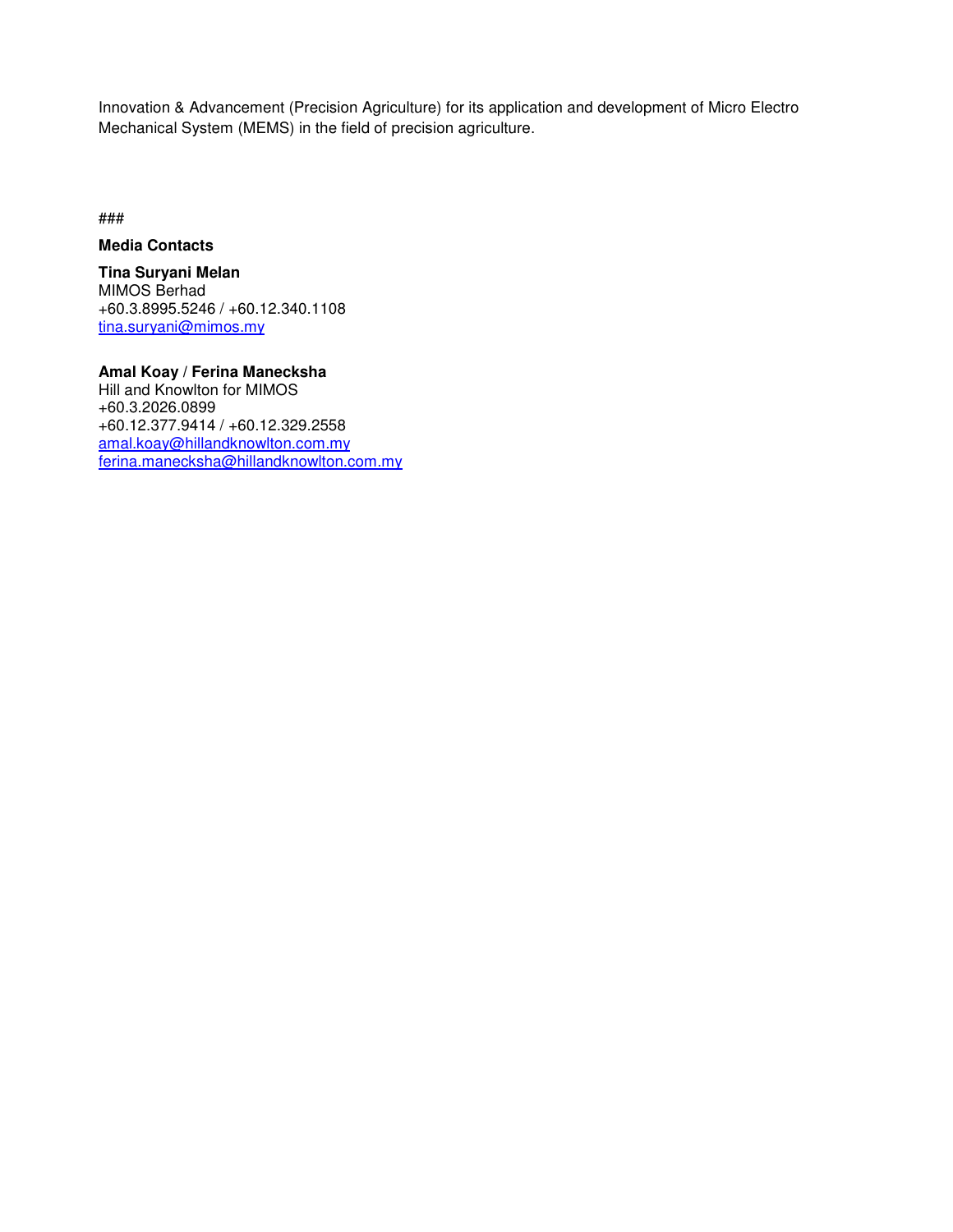Innovation & Advancement (Precision Agriculture) for its application and development of Micro Electro Mechanical System (MEMS) in the field of precision agriculture.

###

**Media Contacts**

**Tina Suryani Melan**
MIMOS Berhad
+60.3.8995.5246 / +60.12.340.1108
tina.suryani@mimos.my

**Amal Koay** / **Ferina Manecksha**
Hill and Knowlton for MIMOS
+60.3.2026.0899
+60.12.377.9414 / +60.12.329.2558
amal.koay@hillandknowlton.com.my
ferina.manecksha@hillandknowlton.com.my